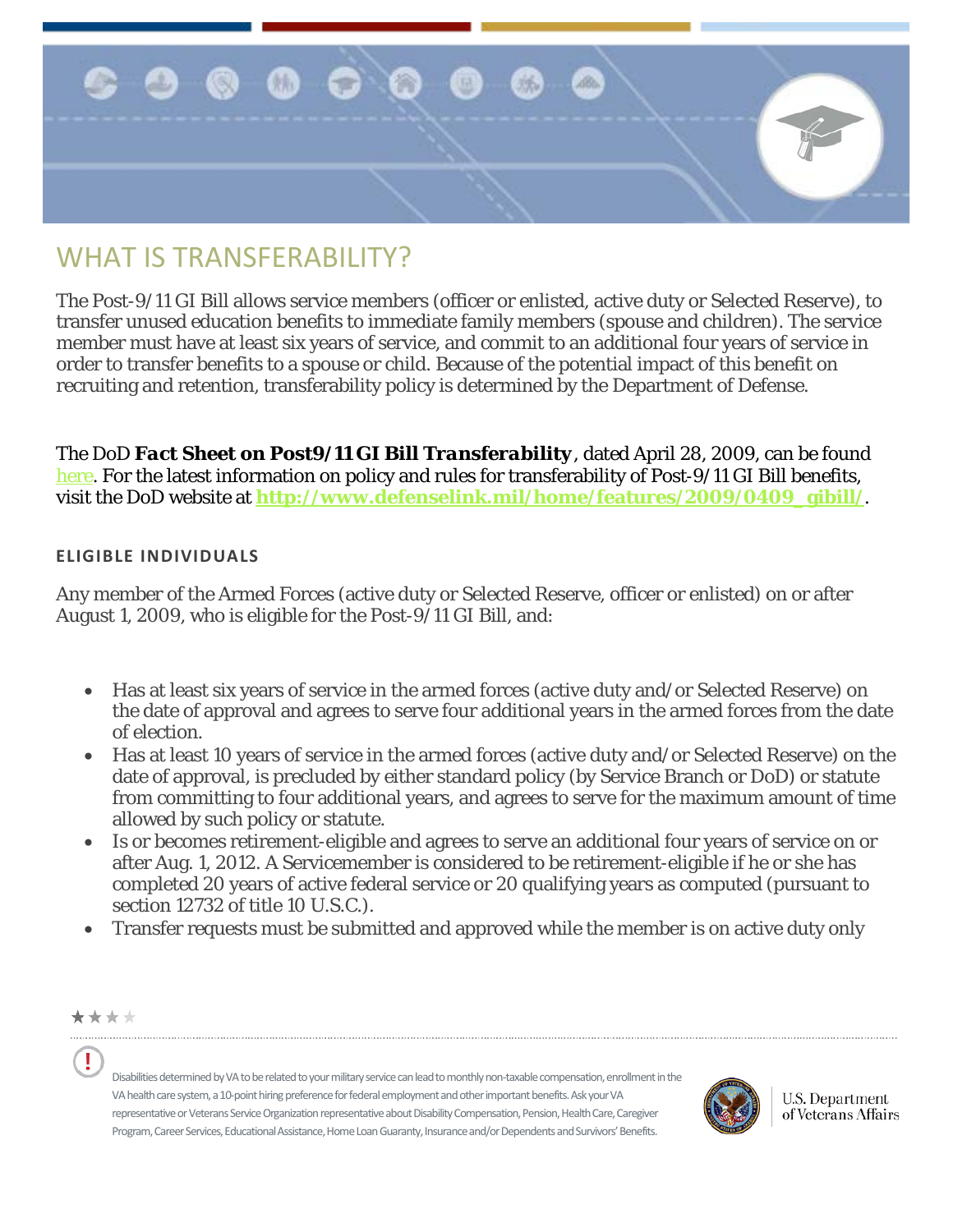# WHAT IS TRANSFERABILITY?

The Post-9/11 GI Bill allows service members (officer or enlisted, active duty or Selected Reserve), to transfer unused education benefits to immediate family members (spouse and children). The service member must have at least six years of service, and commit to an additional four years of service in order to transfer benefits to a spouse or child. Because of the potential impact of this benefit on recruiting and retention, transferability policy is determined by the Department of Defense.

The DoD ***Fact Sheet on Post9/11 GI Bill Transferability***, dated April 28, 2009, can be found here. For the latest information on policy and rules for transferability of Post-9/11 GI Bill benefits, visit the DoD website at **http://www.defenselink.mil/home/features/2009/0409_gibill/**.

## ELIGIBLE INDIVIDUALS

Any member of the Armed Forces (active duty or Selected Reserve, officer or enlisted) on or after August 1, 2009, who is eligible for the Post-9/11 GI Bill, and:

- Has at least six years of service in the armed forces (active duty and/or Selected Reserve) on the date of approval and agrees to serve four additional years in the armed forces from the date of election.
- Has at least 10 years of service in the armed forces (active duty and/or Selected Reserve) on the date of approval, is precluded by either standard policy (by Service Branch or DoD) or statute from committing to four additional years, and agrees to serve for the maximum amount of time allowed by such policy or statute.
- Is or becomes retirement-eligible and agrees to serve an additional four years of service on or after Aug. 1, 2012. A Servicemember is considered to be retirement-eligible if he or she has completed 20 years of active federal service or 20 qualifying years as computed (pursuant to section 12732 of title 10 U.S.C.).
- Transfer requests must be submitted and approved while the member is on active duty only

Disabilities determined by VA to be related to your military service can lead to monthly non-taxable compensation, enrollment in the VA health care system, a 10-point hiring preference for federal employment and other important benefits. Ask your VA representative or Veterans Service Organization representative about Disability Compensation, Pension, Health Care, Caregiver Program, Career Services, Educational Assistance, Home Loan Guaranty, Insurance and/or Dependents and Survivors' Benefits.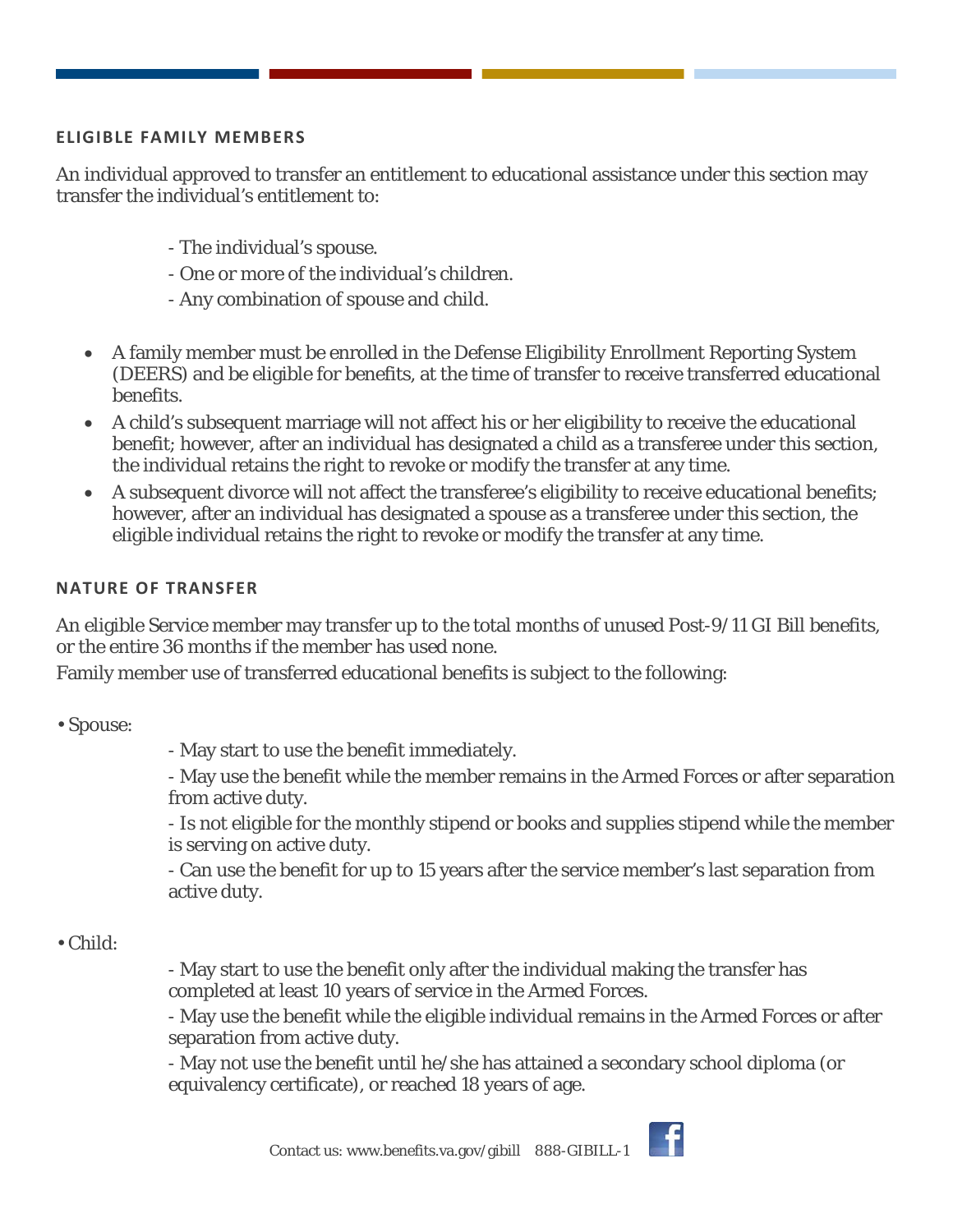## ELIGIBLE FAMILY MEMBERS

An individual approved to transfer an entitlement to educational assistance under this section may transfer the individual's entitlement to:

- The individual's spouse.
- One or more of the individual's children.
- Any combination of spouse and child.

- A family member must be enrolled in the Defense Eligibility Enrollment Reporting System (DEERS) and be eligible for benefits, at the time of transfer to receive transferred educational benefits.
- A child's subsequent marriage will not affect his or her eligibility to receive the educational benefit; however, after an individual has designated a child as a transferee under this section, the individual retains the right to revoke or modify the transfer at any time.
- A subsequent divorce will not affect the transferee's eligibility to receive educational benefits; however, after an individual has designated a spouse as a transferee under this section, the eligible individual retains the right to revoke or modify the transfer at any time.

## NATURE OF TRANSFER

An eligible Service member may transfer up to the total months of unused Post-9/11 GI Bill benefits, or the entire 36 months if the member has used none.

Family member use of transferred educational benefits is subject to the following:

- Spouse:
  - May start to use the benefit immediately.
  - May use the benefit while the member remains in the Armed Forces or after separation from active duty.
  - Is not eligible for the monthly stipend or books and supplies stipend while the member is serving on active duty.
  - Can use the benefit for up to 15 years after the service member's last separation from active duty.

- Child:
  - May start to use the benefit only after the individual making the transfer has completed at least 10 years of service in the Armed Forces.
  - May use the benefit while the eligible individual remains in the Armed Forces or after separation from active duty.
  - May not use the benefit until he/she has attained a secondary school diploma (or equivalency certificate), or reached 18 years of age.

Contact us: www.benefits.va.gov/gibill 888-GIBILL-1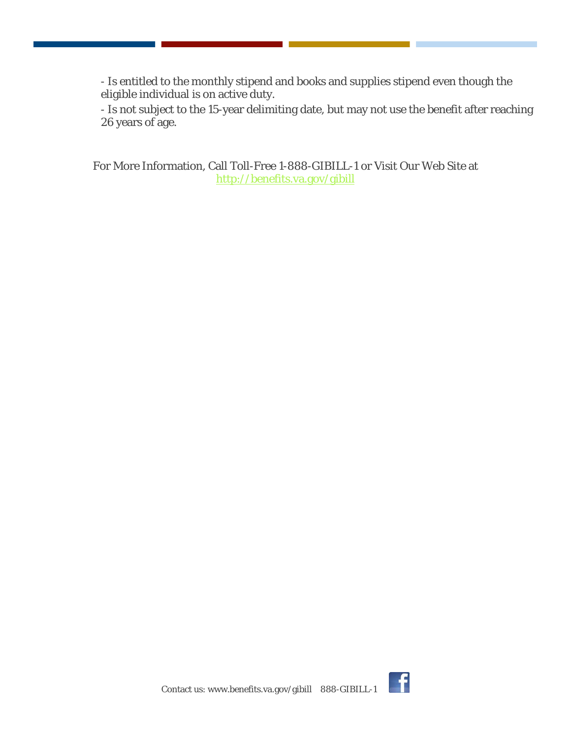- Is entitled to the monthly stipend and books and supplies stipend even though the eligible individual is on active duty.

- Is not subject to the 15-year delimiting date, but may not use the benefit after reaching 26 years of age.

For More Information, Call Toll-Free 1-888-GIBILL-1 or Visit Our Web Site at http://benefits.va.gov/gibill